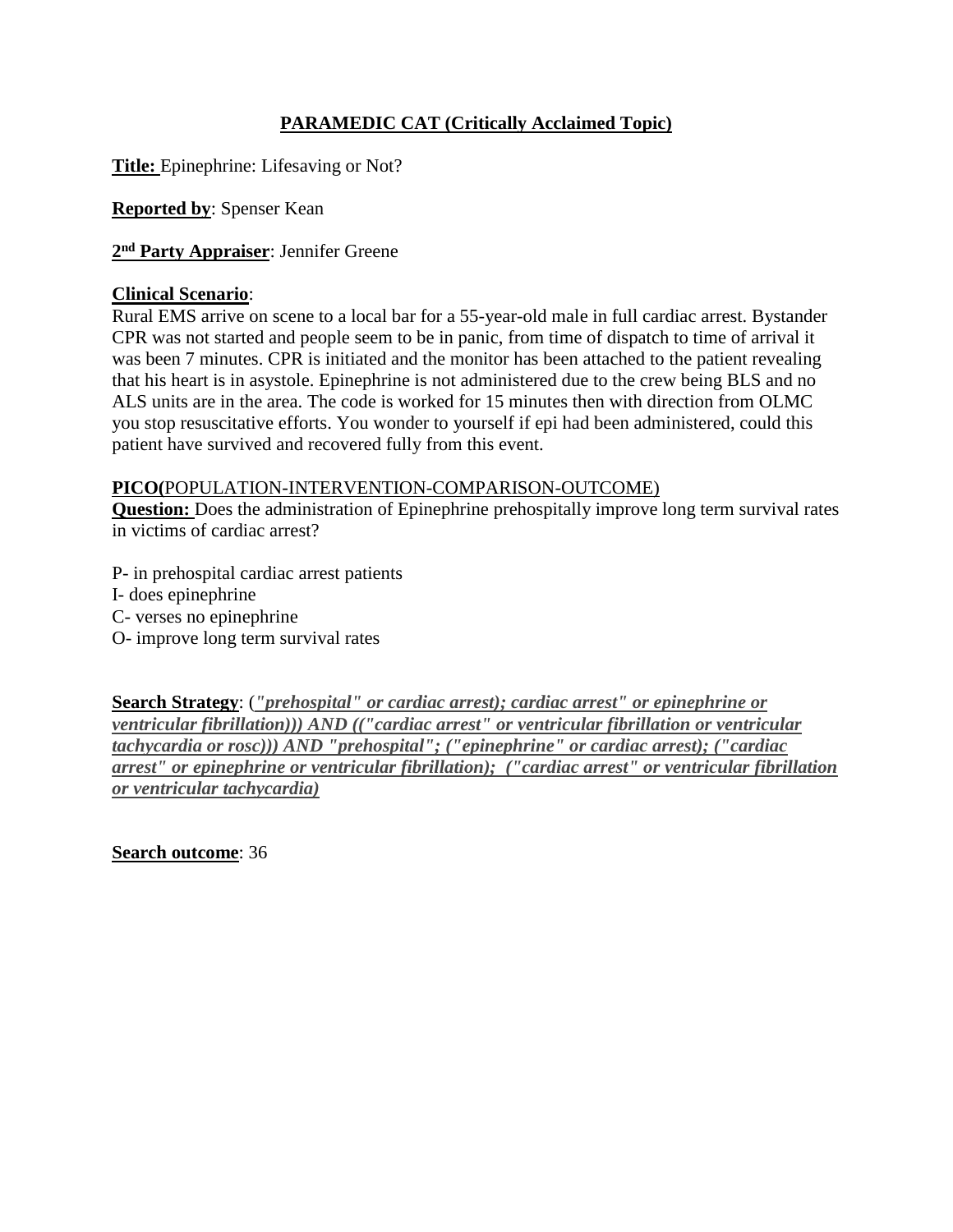# **PARAMEDIC CAT (Critically Acclaimed Topic)**

**Title:** Epinephrine: Lifesaving or Not?

**Reported by**: Spenser Kean

**2nd Party Appraiser**: Jennifer Greene

**Clinical Scenario**:
Rural EMS arrive on scene to a local bar for a 55-year-old male in full cardiac arrest. Bystander CPR was not started and people seem to be in panic, from time of dispatch to time of arrival it was been 7 minutes. CPR is initiated and the monitor has been attached to the patient revealing that his heart is in asystole. Epinephrine is not administered due to the crew being BLS and no ALS units are in the area. The code is worked for 15 minutes then with direction from OLMC you stop resuscitative efforts. You wonder to yourself if epi had been administered, could this patient have survived and recovered fully from this event.

**PICO(**POPULATION-INTERVENTION-COMPARISON-OUTCOME)
**Question:** Does the administration of Epinephrine prehospitally improve long term survival rates in victims of cardiac arrest?

P- in prehospital cardiac arrest patients
I- does epinephrine
C- verses no epinephrine
O- improve long term survival rates

**Search Strategy**: (*"prehospital" or cardiac arrest); cardiac arrest" or epinephrine or ventricular fibrillation))) AND (("cardiac arrest" or ventricular fibrillation or ventricular tachycardia or rosc))) AND "prehospital"; ("epinephrine" or cardiac arrest); ("cardiac arrest" or epinephrine or ventricular fibrillation); ("cardiac arrest" or ventricular fibrillation or ventricular tachycardia)*

**Search outcome**: 36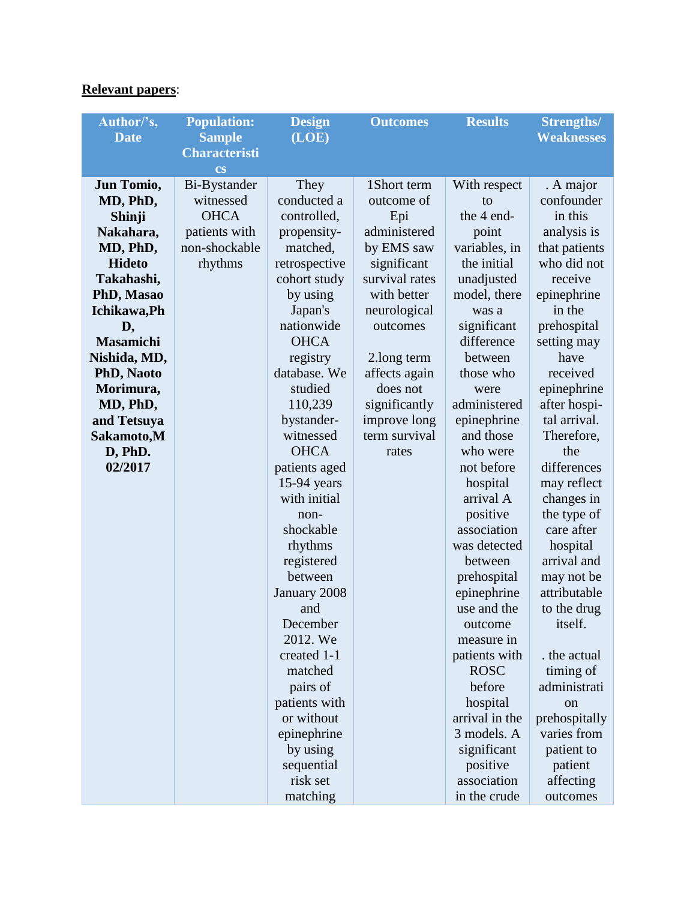**Relevant papers**:

| Author/'s, Date | Population: Sample Characteristics | Design (LOE) | Outcomes | Results | Strengths/ Weaknesses |
|---|---|---|---|---|---|
| **Jun Tomio, MD, PhD, Shinji Nakahara, MD, PhD, Hideto Takahashi, PhD, Masao Ichikawa,PhD, Masamichi Nishida, MD, PhD, Naoto Morimura, MD, PhD, and Tetsuya Sakamoto,MD, PhD. 02/2017** | Bi-Bystander witnessed OHCA patients with non-shockable rhythms | They conducted a controlled, propensity-matched, retrospective cohort study by using Japan's nationwide OHCA registry database. We studied 110,239 bystander-witnessed OHCA patients aged 15-94 years with initial non-shockable rhythms registered between January 2008 and December 2012. We created 1-1 matched pairs of patients with or without epinephrine by using sequential risk set matching | 1Short term outcome of Epi administered by EMS saw significant survival rates with better neurological outcomes<br><br>2.long term affects again does not significantly improve long term survival rates | With respect to the 4 end-point variables, in the initial unadjusted model, there was a significant difference between those who were administered epinephrine and those who were not before hospital arrival A positive association was detected between prehospital epinephrine use and the outcome measure in patients with ROSC before hospital arrival in the 3 models. A significant positive association in the crude | . A major confounder in this analysis is that patients who did not receive epinephrine in the prehospital setting may have received epinephrine after hospi-tal arrival. Therefore, the differences may reflect changes in the type of care after hospital arrival and may not be attributable to the drug itself.<br><br>. the actual timing of administration prehospitally varies from patient to patient affecting outcomes |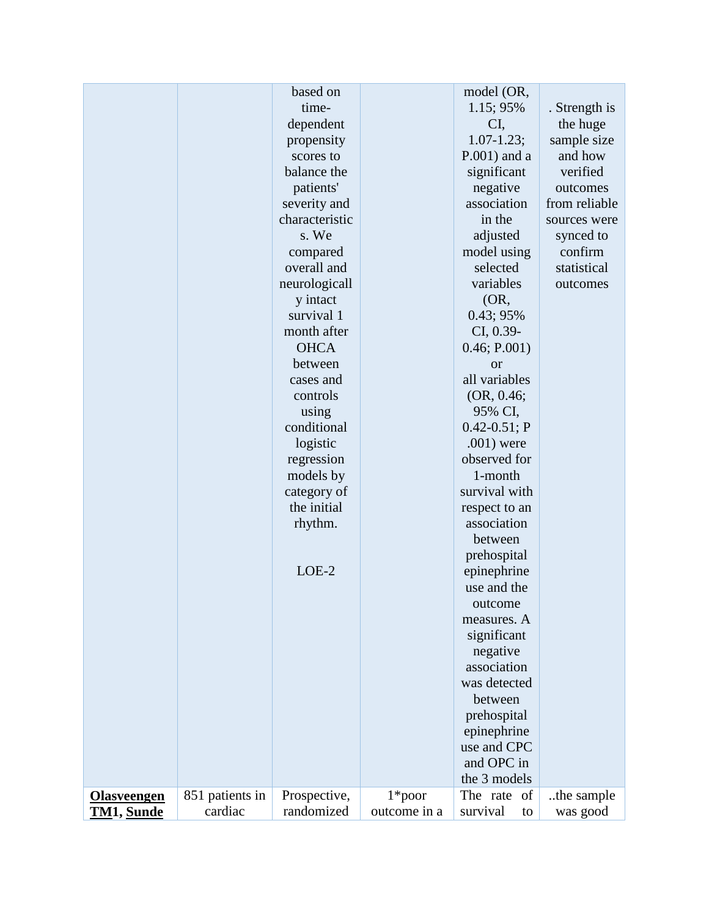| | | | | | |
|---|---|---|---|---|---|
| | | based on time-dependent propensity scores to balance the patients' severity and characteristics. We compared overall and neurologically intact survival 1 month after OHCA between cases and controls using conditional logistic regression models by category of the initial rhythm.<br><br>LOE-2 | | model (OR, 1.15; 95% CI, 1.07-1.23; P.001) and a significant negative association in the adjusted model using selected variables (OR, 0.43; 95% CI, 0.39-0.46; P.001) or all variables (OR, 0.46; 95% CI, 0.42-0.51; P .001) were observed for 1-month survival with respect to an association between prehospital epinephrine use and the outcome measures. A significant negative association was detected between prehospital epinephrine use and CPC and OPC in the 3 models | . Strength is the huge sample size and how verified outcomes from reliable sources were synced to confirm statistical outcomes |
| **Olasveengen TM1, Sunde** | 851 patients in cardiac | Prospective, randomized | 1*poor outcome in a | The rate of survival to | ..the sample was good |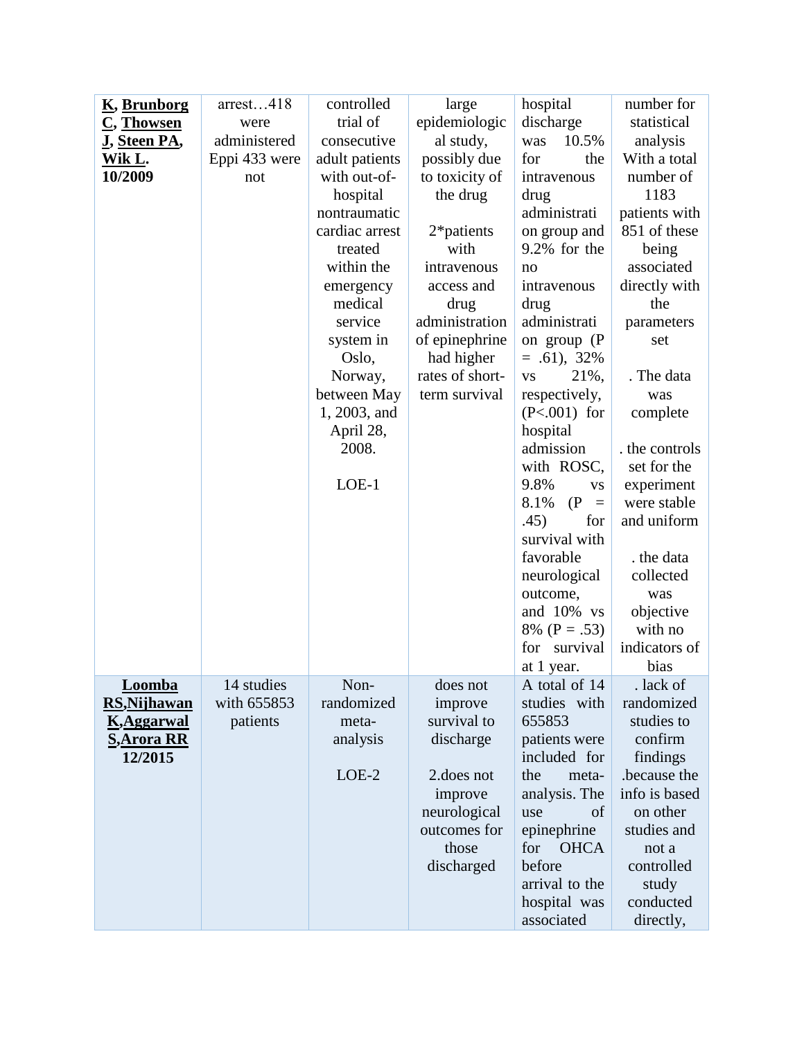| **K, Brunborg C, Thowsen J, Steen PA, Wik L. 10/2009** | arrest…418 were administered Eppi 433 were not | controlled trial of consecutive adult patients with out-of-hospital nontraumatic cardiac arrest treated within the emergency medical service system in Oslo, Norway, between May 1, 2003, and April 28, 2008. LOE-1 | large epidemiologic al study, possibly due to toxicity of the drug 2*patients with intravenous access and drug administration of epinephrine had higher rates of short-term survival | hospital discharge was 10.5% for the intravenous drug administration group and 9.2% for the no intravenous drug administration group (P = .61), 32% vs 21%, respectively, (P<.001) for hospital admission with ROSC, 9.8% vs 8.1% (P = .45) for survival with favorable neurological outcome, and 10% vs 8% (P = .53) for survival at 1 year. | number for statistical analysis With a total number of 1183 patients with 851 of these being associated directly with the parameters set . The data was complete . the controls set for the experiment were stable and uniform . the data collected was objective with no indicators of bias |
|---|---|---|---|---|---|
| **Loomba RS,Nijhawan K,Aggarwal S,Arora RR 12/2015** | 14 studies with 655853 patients | Non-randomized meta-analysis LOE-2 | does not improve survival to discharge 2.does not improve neurological outcomes for those discharged | A total of 14 studies with 655853 patients were included for the meta-analysis. The use of epinephrine for OHCA before arrival to the hospital was associated | . lack of randomized studies to confirm findings .because the info is based on other studies and not a controlled study conducted directly, |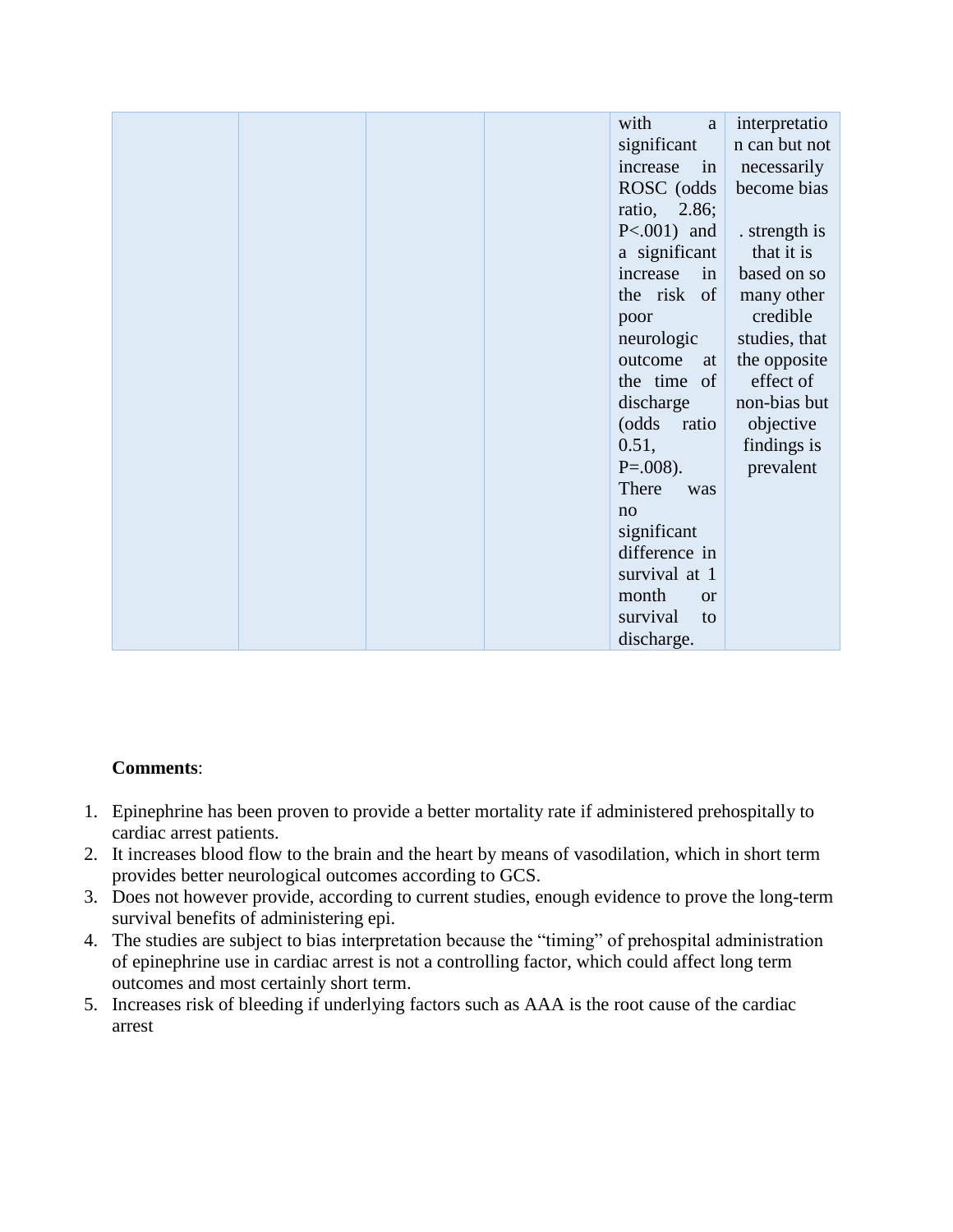|  |  |  |  | with a significant increase in ROSC (odds ratio, 2.86; P<.001) and a significant increase in the risk of poor neurologic outcome at the time of discharge (odds ratio 0.51, P=.008). There was no significant difference in survival at 1 month or survival to discharge. | interpretation can but not necessarily become bias . strength is that it is based on so many other credible studies, that the opposite effect of non-bias but objective findings is prevalent |
|---|---|---|---|---|---|

**Comments**:

1. Epinephrine has been proven to provide a better mortality rate if administered prehospitally to cardiac arrest patients.
2. It increases blood flow to the brain and the heart by means of vasodilation, which in short term provides better neurological outcomes according to GCS.
3. Does not however provide, according to current studies, enough evidence to prove the long-term survival benefits of administering epi.
4. The studies are subject to bias interpretation because the "timing" of prehospital administration of epinephrine use in cardiac arrest is not a controlling factor, which could affect long term outcomes and most certainly short term.
5. Increases risk of bleeding if underlying factors such as AAA is the root cause of the cardiac arrest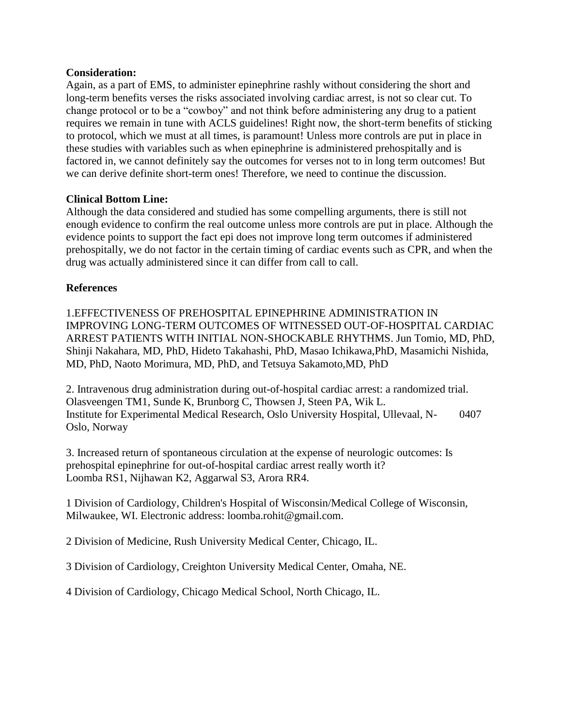**Consideration:**

Again, as a part of EMS, to administer epinephrine rashly without considering the short and long-term benefits verses the risks associated involving cardiac arrest, is not so clear cut. To change protocol or to be a "cowboy" and not think before administering any drug to a patient requires we remain in tune with ACLS guidelines! Right now, the short-term benefits of sticking to protocol, which we must at all times, is paramount! Unless more controls are put in place in these studies with variables such as when epinephrine is administered prehospitally and is factored in, we cannot definitely say the outcomes for verses not to in long term outcomes! But we can derive definite short-term ones! Therefore, we need to continue the discussion.

**Clinical Bottom Line:**

Although the data considered and studied has some compelling arguments, there is still not enough evidence to confirm the real outcome unless more controls are put in place. Although the evidence points to support the fact epi does not improve long term outcomes if administered prehospitally, we do not factor in the certain timing of cardiac events such as CPR, and when the drug was actually administered since it can differ from call to call.

**References**

1.EFFECTIVENESS OF PREHOSPITAL EPINEPHRINE ADMINISTRATION IN IMPROVING LONG-TERM OUTCOMES OF WITNESSED OUT-OF-HOSPITAL CARDIAC ARREST PATIENTS WITH INITIAL NON-SHOCKABLE RHYTHMS. Jun Tomio, MD, PhD, Shinji Nakahara, MD, PhD, Hideto Takahashi, PhD, Masao Ichikawa,PhD, Masamichi Nishida, MD, PhD, Naoto Morimura, MD, PhD, and Tetsuya Sakamoto,MD, PhD

2. Intravenous drug administration during out-of-hospital cardiac arrest: a randomized trial. Olasveengen TM1, Sunde K, Brunborg C, Thowsen J, Steen PA, Wik L.
Institute for Experimental Medical Research, Oslo University Hospital, Ullevaal, N- 0407 Oslo, Norway

3. Increased return of spontaneous circulation at the expense of neurologic outcomes: Is prehospital epinephrine for out-of-hospital cardiac arrest really worth it?
Loomba RS1, Nijhawan K2, Aggarwal S3, Arora RR4.

1 Division of Cardiology, Children's Hospital of Wisconsin/Medical College of Wisconsin, Milwaukee, WI. Electronic address: loomba.rohit@gmail.com.

2 Division of Medicine, Rush University Medical Center, Chicago, IL.

3 Division of Cardiology, Creighton University Medical Center, Omaha, NE.

4 Division of Cardiology, Chicago Medical School, North Chicago, IL.